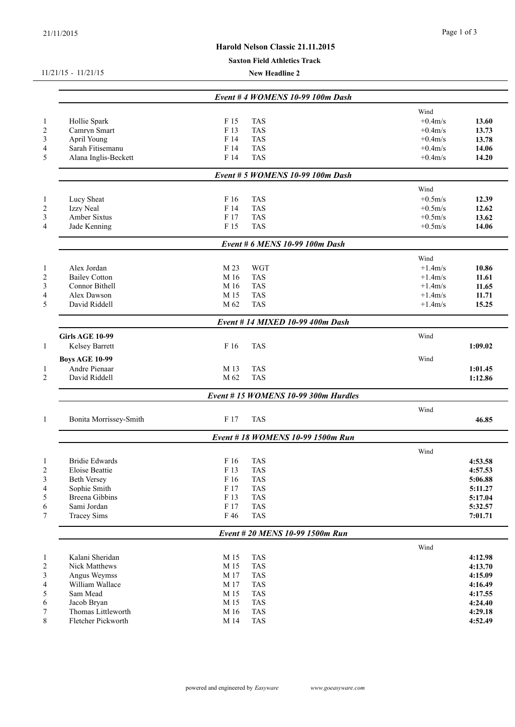# Harold Nelson Classic 21.11.2015

**Saxton Field Athletics Track**

11/21/15 - 11/21/15

**New Headline 2**

### *Event # 4 WOMENS 10-99 100m Dash*

| | Name | Age | Team | Wind | Time |
|---|---|---|---|---|---|
| 1 | Hollie Spark | F 15 | TAS | +0.4m/s | **13.60** |
| 2 | Camryn Smart | F 13 | TAS | +0.4m/s | **13.73** |
| 3 | April Young | F 14 | TAS | +0.4m/s | **13.78** |
| 4 | Sarah Fitisemanu | F 14 | TAS | +0.4m/s | **14.06** |
| 5 | Alana Inglis-Beckett | F 14 | TAS | +0.4m/s | **14.20** |

### *Event # 5 WOMENS 10-99 100m Dash*

| | Name | Age | Team | Wind | Time |
|---|---|---|---|---|---|
| 1 | Lucy Sheat | F 16 | TAS | +0.5m/s | **12.39** |
| 2 | Izzy Neal | F 14 | TAS | +0.5m/s | **12.62** |
| 3 | Amber Sixtus | F 17 | TAS | +0.5m/s | **13.62** |
| 4 | Jade Kenning | F 15 | TAS | +0.5m/s | **14.06** |

### *Event # 6 MENS 10-99 100m Dash*

| | Name | Age | Team | Wind | Time |
|---|---|---|---|---|---|
| 1 | Alex Jordan | M 23 | WGT | +1.4m/s | **10.86** |
| 2 | Bailey Cotton | M 16 | TAS | +1.4m/s | **11.61** |
| 3 | Connor Bithell | M 16 | TAS | +1.4m/s | **11.65** |
| 4 | Alex Dawson | M 15 | TAS | +1.4m/s | **11.71** |
| 5 | David Riddell | M 62 | TAS | +1.4m/s | **15.25** |

### *Event # 14 MIXED 10-99 400m Dash*

**Girls AGE 10-99**

| | Name | Age | Team | Wind | Time |
|---|---|---|---|---|---|
| 1 | Kelsey Barrett | F 16 | TAS | | **1:09.02** |

**Boys AGE 10-99**

| | Name | Age | Team | Wind | Time |
|---|---|---|---|---|---|
| 1 | Andre Pienaar | M 13 | TAS | | **1:01.45** |
| 2 | David Riddell | M 62 | TAS | | **1:12.86** |

### *Event # 15 WOMENS 10-99 300m Hurdles*

| | Name | Age | Team | Wind | Time |
|---|---|---|---|---|---|
| 1 | Bonita Morrissey-Smith | F 17 | TAS | | **46.85** |

### *Event # 18 WOMENS 10-99 1500m Run*

| | Name | Age | Team | Wind | Time |
|---|---|---|---|---|---|
| 1 | Bridie Edwards | F 16 | TAS | | **4:53.58** |
| 2 | Eloise Beattie | F 13 | TAS | | **4:57.53** |
| 3 | Beth Versey | F 16 | TAS | | **5:06.88** |
| 4 | Sophie Smith | F 17 | TAS | | **5:11.27** |
| 5 | Breena Gibbins | F 13 | TAS | | **5:17.04** |
| 6 | Sami Jordan | F 17 | TAS | | **5:32.57** |
| 7 | Tracey Sims | F 46 | TAS | | **7:01.71** |

### *Event # 20 MENS 10-99 1500m Run*

| | Name | Age | Team | Wind | Time |
|---|---|---|---|---|---|
| 1 | Kalani Sheridan | M 15 | TAS | | **4:12.98** |
| 2 | Nick Matthews | M 15 | TAS | | **4:13.70** |
| 3 | Angus Weymss | M 17 | TAS | | **4:15.09** |
| 4 | William Wallace | M 17 | TAS | | **4:16.49** |
| 5 | Sam Mead | M 15 | TAS | | **4:17.55** |
| 6 | Jacob Bryan | M 15 | TAS | | **4:24.40** |
| 7 | Thomas Littleworth | M 16 | TAS | | **4:29.18** |
| 8 | Fletcher Pickworth | M 14 | TAS | | **4:52.49** |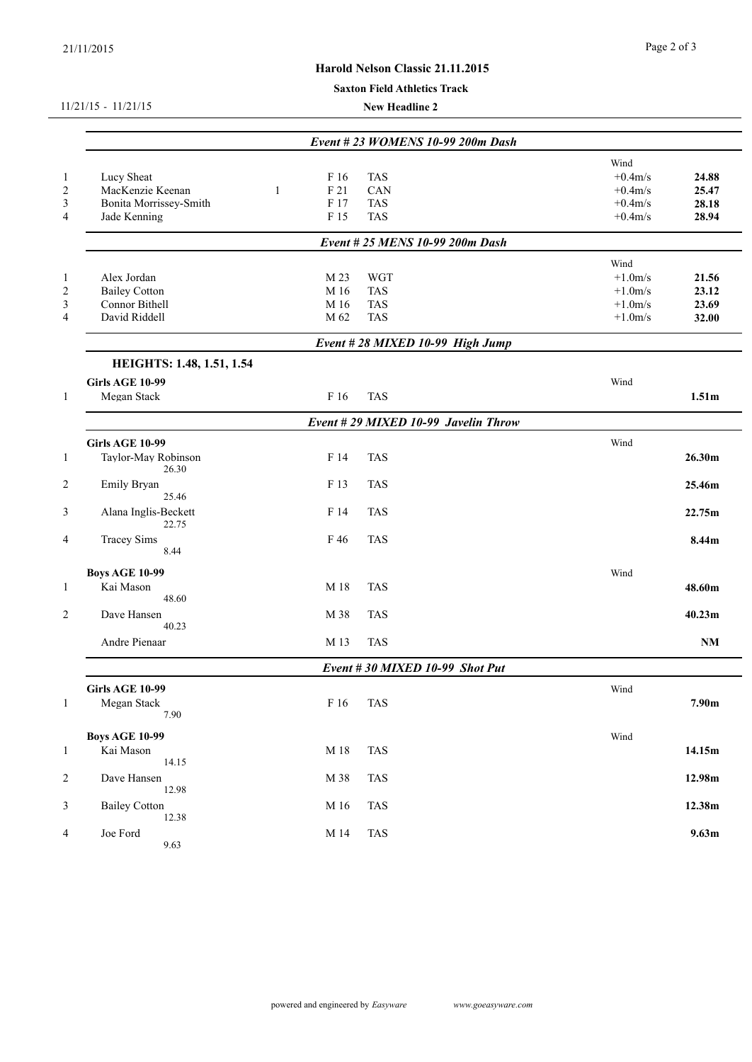# Harold Nelson Classic 21.11.2015

**Saxton Field Athletics Track**

11/21/15 - 11/21/15

**New Headline 2**

## *Event # 23 WOMENS 10-99 200m Dash*

| Place | Name | | Age | Team | Wind | Mark |
|---|---|---|---|---|---|---|
| 1 | Lucy Sheat | | F 16 | TAS | +0.4m/s | **24.88** |
| 2 | MacKenzie Keenan | 1 | F 21 | CAN | +0.4m/s | **25.47** |
| 3 | Bonita Morrissey-Smith | | F 17 | TAS | +0.4m/s | **28.18** |
| 4 | Jade Kenning | | F 15 | TAS | +0.4m/s | **28.94** |

## *Event # 25 MENS 10-99 200m Dash*

| Place | Name | Age | Team | Wind | Mark |
|---|---|---|---|---|---|
| 1 | Alex Jordan | M 23 | WGT | +1.0m/s | **21.56** |
| 2 | Bailey Cotton | M 16 | TAS | +1.0m/s | **23.12** |
| 3 | Connor Bithell | M 16 | TAS | +1.0m/s | **23.69** |
| 4 | David Riddell | M 62 | TAS | +1.0m/s | **32.00** |

## *Event # 28 MIXED 10-99 High Jump*

**HEIGHTS: 1.48, 1.51, 1.54**

**Girls AGE 10-99**

| Place | Name | Age | Team | Wind | Mark |
|---|---|---|---|---|---|
| 1 | Megan Stack | F 16 | TAS | | **1.51m** |

## *Event # 29 MIXED 10-99 Javelin Throw*

**Girls AGE 10-99**

| Place | Name | Age | Team | Wind | Mark |
|---|---|---|---|---|---|
| 1 | Taylor-May Robinson<br>26.30 | F 14 | TAS | | **26.30m** |
| 2 | Emily Bryan<br>25.46 | F 13 | TAS | | **25.46m** |
| 3 | Alana Inglis-Beckett<br>22.75 | F 14 | TAS | | **22.75m** |
| 4 | Tracey Sims<br>8.44 | F 46 | TAS | | **8.44m** |

**Boys AGE 10-99**

| Place | Name | Age | Team | Wind | Mark |
|---|---|---|---|---|---|
| 1 | Kai Mason<br>48.60 | M 18 | TAS | | **48.60m** |
| 2 | Dave Hansen<br>40.23 | M 38 | TAS | | **40.23m** |
| | Andre Pienaar | M 13 | TAS | | **NM** |

## *Event # 30 MIXED 10-99 Shot Put*

**Girls AGE 10-99**

| Place | Name | Age | Team | Wind | Mark |
|---|---|---|---|---|---|
| 1 | Megan Stack<br>7.90 | F 16 | TAS | | **7.90m** |

**Boys AGE 10-99**

| Place | Name | Age | Team | Wind | Mark |
|---|---|---|---|---|---|
| 1 | Kai Mason<br>14.15 | M 18 | TAS | | **14.15m** |
| 2 | Dave Hansen<br>12.98 | M 38 | TAS | | **12.98m** |
| 3 | Bailey Cotton<br>12.38 | M 16 | TAS | | **12.38m** |
| 4 | Joe Ford<br>9.63 | M 14 | TAS | | **9.63m** |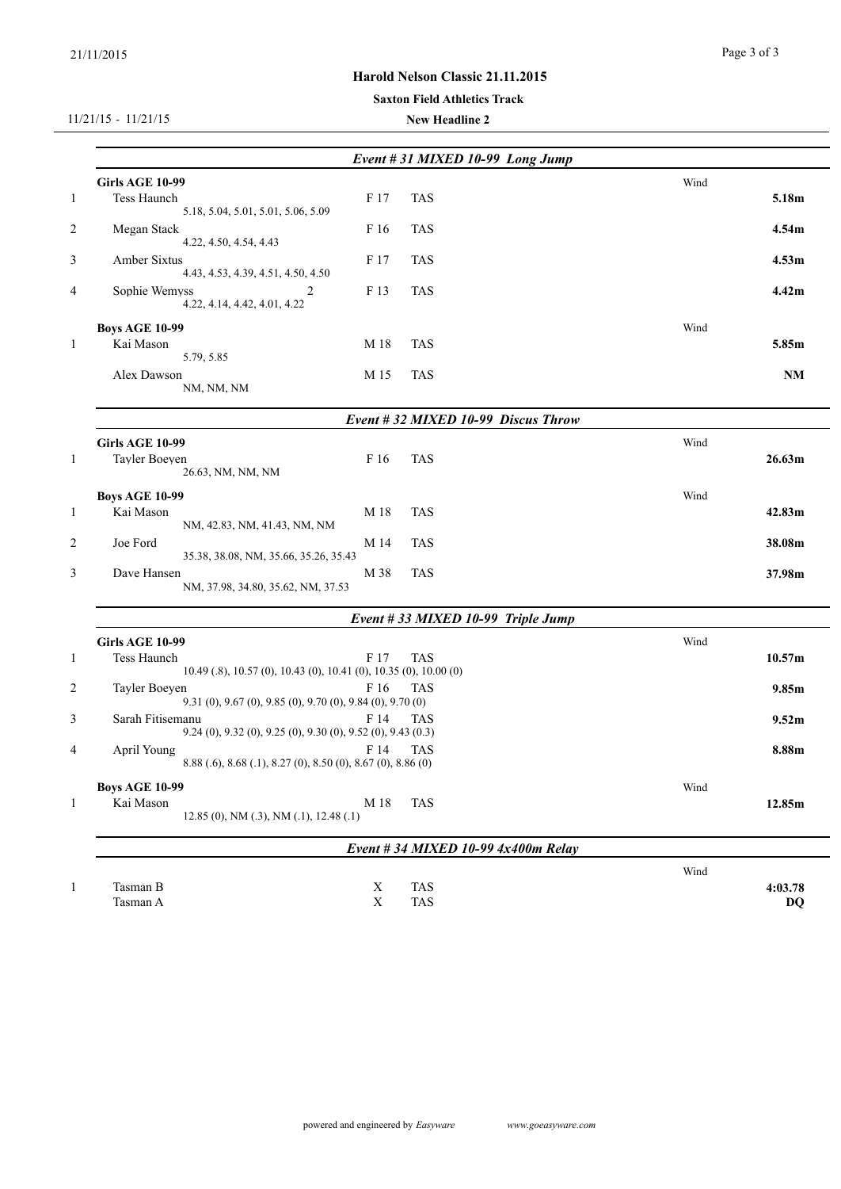# Harold Nelson Classic 21.11.2015

**Saxton Field Athletics Track**

11/21/15 - 11/21/15

**New Headline 2**

## Event # 31 MIXED 10-99 Long Jump

**Girls AGE 10-99**

| Place | Name | Series | Age | Team | Wind | Mark |
|---|---|---|---|---|---|---|
| 1 | Tess Haunch | 5.18, 5.04, 5.01, 5.01, 5.06, 5.09 | F 17 | TAS | | **5.18m** |
| 2 | Megan Stack | 4.22, 4.50, 4.54, 4.43 | F 16 | TAS | | **4.54m** |
| 3 | Amber Sixtus | 4.43, 4.53, 4.39, 4.51, 4.50, 4.50 | F 17 | TAS | | **4.53m** |
| 4 | Sophie Wemyss 2 | 4.22, 4.14, 4.42, 4.01, 4.22 | F 13 | TAS | | **4.42m** |

**Boys AGE 10-99**

| Place | Name | Series | Age | Team | Wind | Mark |
|---|---|---|---|---|---|---|
| 1 | Kai Mason | 5.79, 5.85 | M 18 | TAS | | **5.85m** |
| | Alex Dawson | NM, NM, NM | M 15 | TAS | | **NM** |

## Event # 32 MIXED 10-99 Discus Throw

**Girls AGE 10-99**

| Place | Name | Series | Age | Team | Wind | Mark |
|---|---|---|---|---|---|---|
| 1 | Tayler Boeyen | 26.63, NM, NM, NM | F 16 | TAS | | **26.63m** |

**Boys AGE 10-99**

| Place | Name | Series | Age | Team | Wind | Mark |
|---|---|---|---|---|---|---|
| 1 | Kai Mason | NM, 42.83, NM, 41.43, NM, NM | M 18 | TAS | | **42.83m** |
| 2 | Joe Ford | 35.38, 38.08, NM, 35.66, 35.26, 35.43 | M 14 | TAS | | **38.08m** |
| 3 | Dave Hansen | NM, 37.98, 34.80, 35.62, NM, 37.53 | M 38 | TAS | | **37.98m** |

## Event # 33 MIXED 10-99 Triple Jump

**Girls AGE 10-99**

| Place | Name | Series | Age | Team | Wind | Mark |
|---|---|---|---|---|---|---|
| 1 | Tess Haunch | 10.49 (.8), 10.57 (0), 10.43 (0), 10.41 (0), 10.35 (0), 10.00 (0) | F 17 | TAS | | **10.57m** |
| 2 | Tayler Boeyen | 9.31 (0), 9.67 (0), 9.85 (0), 9.70 (0), 9.84 (0), 9.70 (0) | F 16 | TAS | | **9.85m** |
| 3 | Sarah Fitisemanu | 9.24 (0), 9.32 (0), 9.25 (0), 9.30 (0), 9.52 (0), 9.43 (0.3) | F 14 | TAS | | **9.52m** |
| 4 | April Young | 8.88 (.6), 8.68 (.1), 8.27 (0), 8.50 (0), 8.67 (0), 8.86 (0) | F 14 | TAS | | **8.88m** |

**Boys AGE 10-99**

| Place | Name | Series | Age | Team | Wind | Mark |
|---|---|---|---|---|---|---|
| 1 | Kai Mason | 12.85 (0), NM (.3), NM (.1), 12.48 (.1) | M 18 | TAS | | **12.85m** |

## Event # 34 MIXED 10-99 4x400m Relay

| Place | Team Name | | Team | Wind | Time |
|---|---|---|---|---|---|
| 1 | Tasman B | X | TAS | | **4:03.78** |
| | Tasman A | X | TAS | | **DQ** |